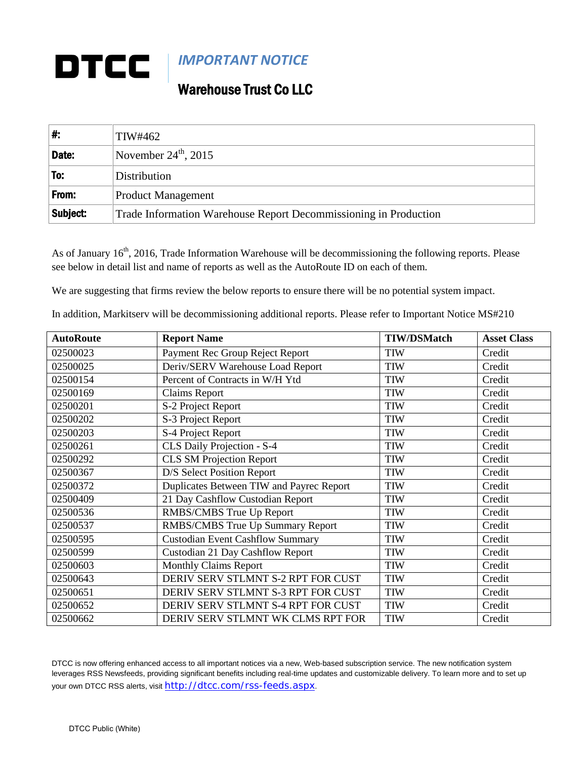**DTCC**

*IMPORTANT NOTICE*

## Warehouse Trust Co LLC

| | |
|---|---|
| **#:** | TIW#462 |
| **Date:** | November 24th, 2015 |
| **To:** | Distribution |
| **From:** | Product Management |
| **Subject:** | Trade Information Warehouse Report Decommissioning in Production |

As of January 16th, 2016, Trade Information Warehouse will be decommissioning the following reports. Please see below in detail list and name of reports as well as the AutoRoute ID on each of them.

We are suggesting that firms review the below reports to ensure there will be no potential system impact.

In addition, Markitserv will be decommissioning additional reports. Please refer to Important Notice MS#210

| AutoRoute | Report Name | TIW/DSMatch | Asset Class |
|---|---|---|---|
| 02500023 | Payment Rec Group Reject Report | TIW | Credit |
| 02500025 | Deriv/SERV Warehouse Load Report | TIW | Credit |
| 02500154 | Percent of Contracts in W/H Ytd | TIW | Credit |
| 02500169 | Claims Report | TIW | Credit |
| 02500201 | S-2 Project Report | TIW | Credit |
| 02500202 | S-3 Project Report | TIW | Credit |
| 02500203 | S-4 Project Report | TIW | Credit |
| 02500261 | CLS Daily Projection - S-4 | TIW | Credit |
| 02500292 | CLS SM Projection Report | TIW | Credit |
| 02500367 | D/S Select Position Report | TIW | Credit |
| 02500372 | Duplicates Between TIW and Payrec Report | TIW | Credit |
| 02500409 | 21 Day Cashflow Custodian Report | TIW | Credit |
| 02500536 | RMBS/CMBS True Up Report | TIW | Credit |
| 02500537 | RMBS/CMBS True Up Summary Report | TIW | Credit |
| 02500595 | Custodian Event Cashflow Summary | TIW | Credit |
| 02500599 | Custodian 21 Day Cashflow Report | TIW | Credit |
| 02500603 | Monthly Claims Report | TIW | Credit |
| 02500643 | DERIV SERV STLMNT S-2 RPT FOR CUST | TIW | Credit |
| 02500651 | DERIV SERV STLMNT S-3 RPT FOR CUST | TIW | Credit |
| 02500652 | DERIV SERV STLMNT S-4 RPT FOR CUST | TIW | Credit |
| 02500662 | DERIV SERV STLMNT WK CLMS RPT FOR | TIW | Credit |

DTCC is now offering enhanced access to all important notices via a new, Web-based subscription service. The new notification system leverages RSS Newsfeeds, providing significant benefits including real-time updates and customizable delivery. To learn more and to set up your own DTCC RSS alerts, visit http://dtcc.com/rss-feeds.aspx.

DTCC Public (White)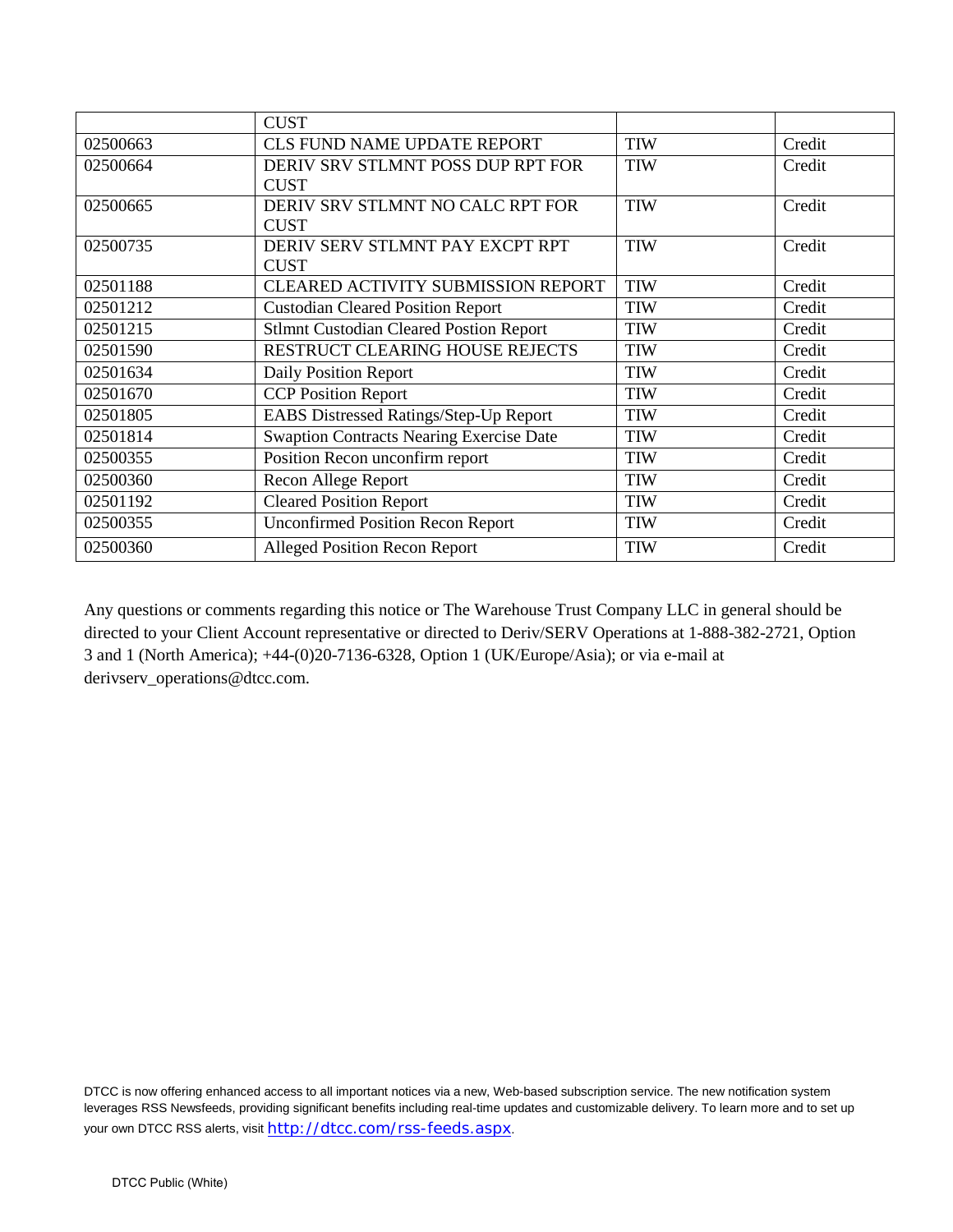| | | | |
|---|---|---|---|
| | CUST | | |
| 02500663 | CLS FUND NAME UPDATE REPORT | TIW | Credit |
| 02500664 | DERIV SRV STLMNT POSS DUP RPT FOR CUST | TIW | Credit |
| 02500665 | DERIV SRV STLMNT NO CALC RPT FOR CUST | TIW | Credit |
| 02500735 | DERIV SERV STLMNT PAY EXCPT RPT CUST | TIW | Credit |
| 02501188 | CLEARED ACTIVITY SUBMISSION REPORT | TIW | Credit |
| 02501212 | Custodian Cleared Position Report | TIW | Credit |
| 02501215 | Stlmnt Custodian Cleared Postion Report | TIW | Credit |
| 02501590 | RESTRUCT CLEARING HOUSE REJECTS | TIW | Credit |
| 02501634 | Daily Position Report | TIW | Credit |
| 02501670 | CCP Position Report | TIW | Credit |
| 02501805 | EABS Distressed Ratings/Step-Up Report | TIW | Credit |
| 02501814 | Swaption Contracts Nearing Exercise Date | TIW | Credit |
| 02500355 | Position Recon unconfirm report | TIW | Credit |
| 02500360 | Recon Allege Report | TIW | Credit |
| 02501192 | Cleared Position Report | TIW | Credit |
| 02500355 | Unconfirmed Position Recon Report | TIW | Credit |
| 02500360 | Alleged Position Recon Report | TIW | Credit |

Any questions or comments regarding this notice or The Warehouse Trust Company LLC in general should be directed to your Client Account representative or directed to Deriv/SERV Operations at 1-888-382-2721, Option 3 and 1 (North America); +44-(0)20-7136-6328, Option 1 (UK/Europe/Asia); or via e-mail at derivserv_operations@dtcc.com.

DTCC is now offering enhanced access to all important notices via a new, Web-based subscription service. The new notification system leverages RSS Newsfeeds, providing significant benefits including real-time updates and customizable delivery. To learn more and to set up your own DTCC RSS alerts, visit http://dtcc.com/rss-feeds.aspx.

DTCC Public (White)